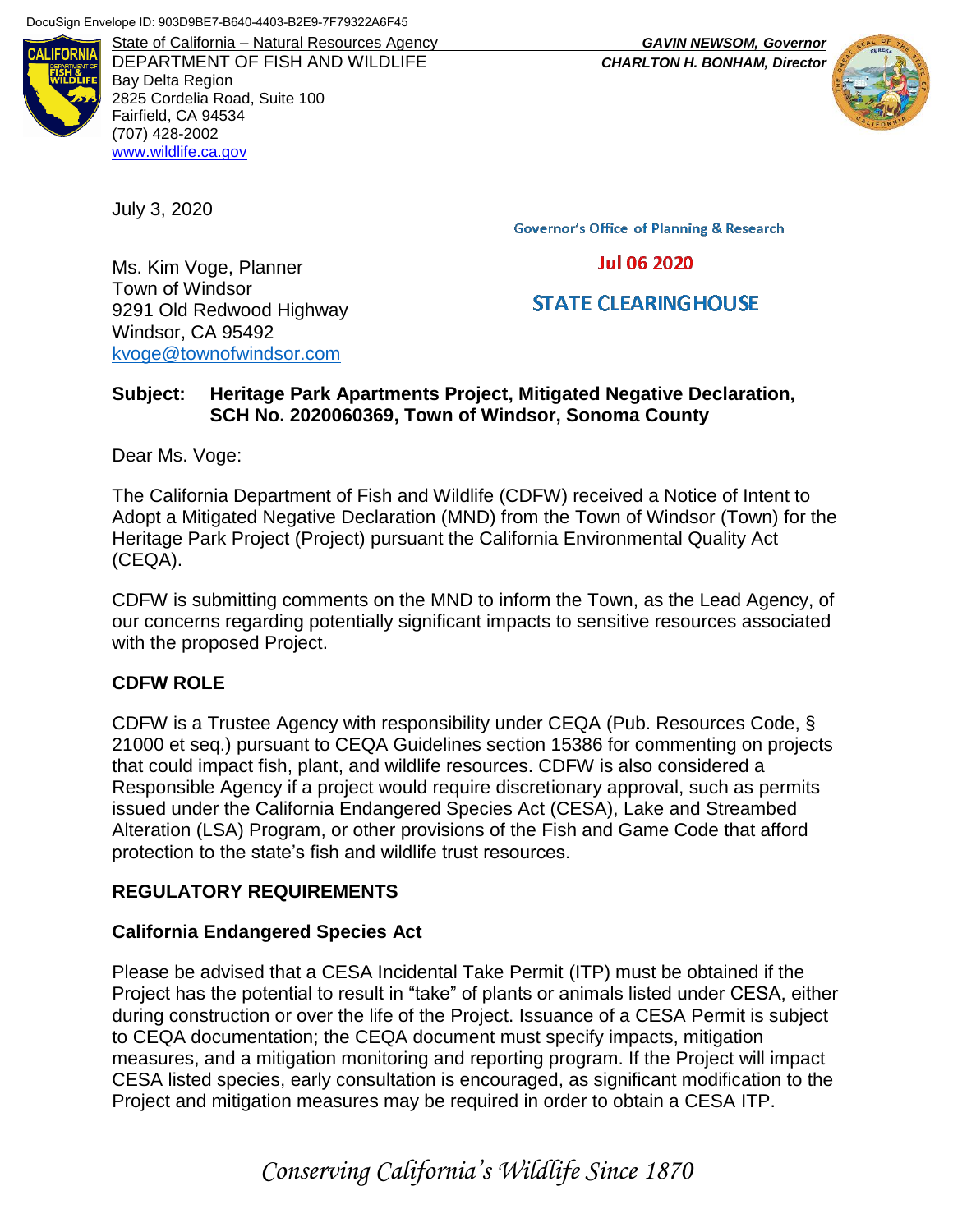DocuSign Envelope ID: 903D9BE7-B640-4403-B2E9-7F79322A6F45

State of California – Natural Resources Agency
DEPARTMENT OF FISH AND WILDLIFE
Bay Delta Region
2825 Cordelia Road, Suite 100
Fairfield, CA 94534
(707) 428-2002
www.wildlife.ca.gov

***GAVIN NEWSOM, Governor***
***CHARLTON H. BONHAM, Director***

July 3, 2020

Governor's Office of Planning & Research

Jul 06 2020

STATE CLEARINGHOUSE

Ms. Kim Voge, Planner
Town of Windsor
9291 Old Redwood Highway
Windsor, CA 95492
kvoge@townofwindsor.com

**Subject: Heritage Park Apartments Project, Mitigated Negative Declaration, SCH No. 2020060369, Town of Windsor, Sonoma County**

Dear Ms. Voge:

The California Department of Fish and Wildlife (CDFW) received a Notice of Intent to Adopt a Mitigated Negative Declaration (MND) from the Town of Windsor (Town) for the Heritage Park Project (Project) pursuant the California Environmental Quality Act (CEQA).

CDFW is submitting comments on the MND to inform the Town, as the Lead Agency, of our concerns regarding potentially significant impacts to sensitive resources associated with the proposed Project.

## CDFW ROLE

CDFW is a Trustee Agency with responsibility under CEQA (Pub. Resources Code, § 21000 et seq.) pursuant to CEQA Guidelines section 15386 for commenting on projects that could impact fish, plant, and wildlife resources. CDFW is also considered a Responsible Agency if a project would require discretionary approval, such as permits issued under the California Endangered Species Act (CESA), Lake and Streambed Alteration (LSA) Program, or other provisions of the Fish and Game Code that afford protection to the state's fish and wildlife trust resources.

## REGULATORY REQUIREMENTS

### California Endangered Species Act

Please be advised that a CESA Incidental Take Permit (ITP) must be obtained if the Project has the potential to result in "take" of plants or animals listed under CESA, either during construction or over the life of the Project. Issuance of a CESA Permit is subject to CEQA documentation; the CEQA document must specify impacts, mitigation measures, and a mitigation monitoring and reporting program. If the Project will impact CESA listed species, early consultation is encouraged, as significant modification to the Project and mitigation measures may be required in order to obtain a CESA ITP.

*Conserving California's Wildlife Since 1870*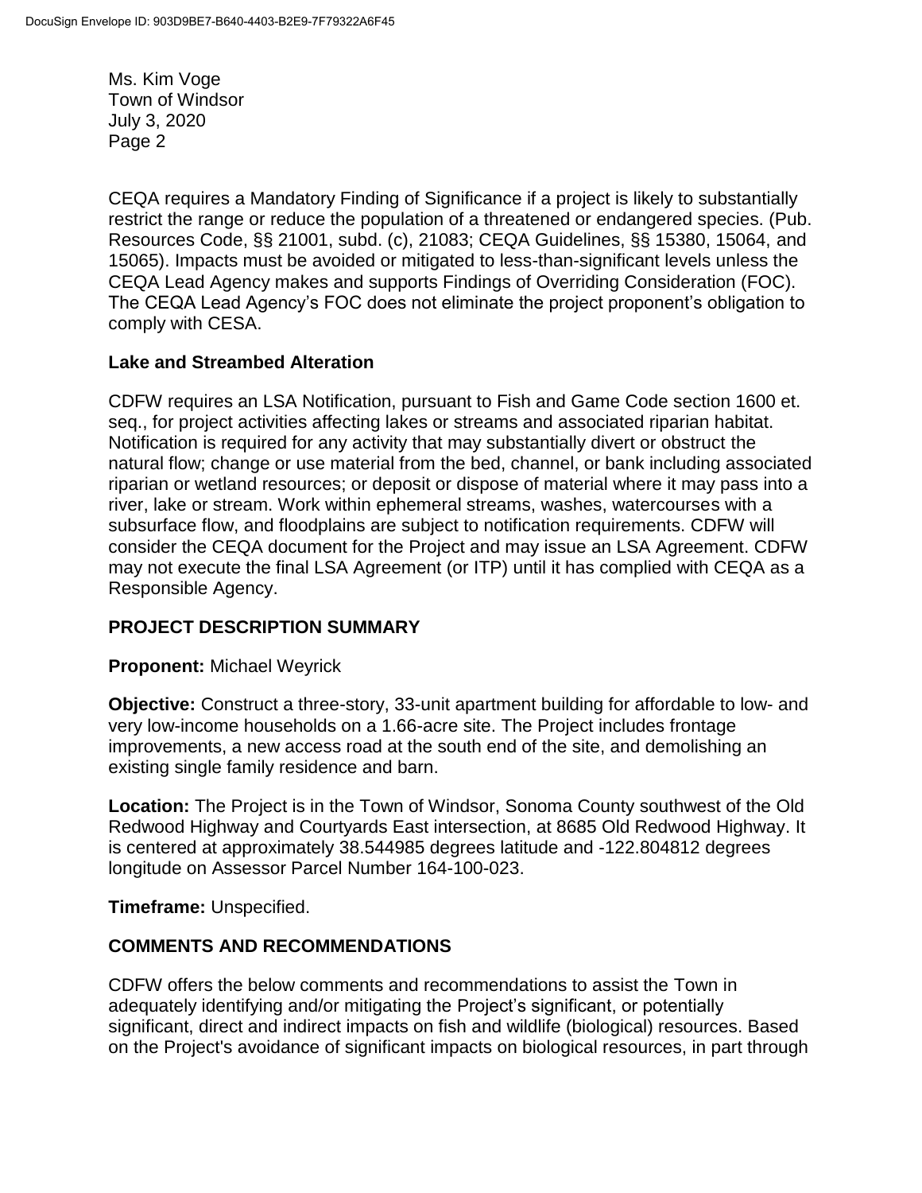CEQA requires a Mandatory Finding of Significance if a project is likely to substantially restrict the range or reduce the population of a threatened or endangered species. (Pub. Resources Code, §§ 21001, subd. (c), 21083; CEQA Guidelines, §§ 15380, 15064, and 15065). Impacts must be avoided or mitigated to less-than-significant levels unless the CEQA Lead Agency makes and supports Findings of Overriding Consideration (FOC). The CEQA Lead Agency's FOC does not eliminate the project proponent's obligation to comply with CESA.

### Lake and Streambed Alteration

CDFW requires an LSA Notification, pursuant to Fish and Game Code section 1600 et. seq., for project activities affecting lakes or streams and associated riparian habitat. Notification is required for any activity that may substantially divert or obstruct the natural flow; change or use material from the bed, channel, or bank including associated riparian or wetland resources; or deposit or dispose of material where it may pass into a river, lake or stream. Work within ephemeral streams, washes, watercourses with a subsurface flow, and floodplains are subject to notification requirements. CDFW will consider the CEQA document for the Project and may issue an LSA Agreement. CDFW may not execute the final LSA Agreement (or ITP) until it has complied with CEQA as a Responsible Agency.

## PROJECT DESCRIPTION SUMMARY

**Proponent:** Michael Weyrick

**Objective:** Construct a three-story, 33-unit apartment building for affordable to low- and very low-income households on a 1.66-acre site. The Project includes frontage improvements, a new access road at the south end of the site, and demolishing an existing single family residence and barn.

**Location:** The Project is in the Town of Windsor, Sonoma County southwest of the Old Redwood Highway and Courtyards East intersection, at 8685 Old Redwood Highway. It is centered at approximately 38.544985 degrees latitude and -122.804812 degrees longitude on Assessor Parcel Number 164-100-023.

**Timeframe:** Unspecified.

## COMMENTS AND RECOMMENDATIONS

CDFW offers the below comments and recommendations to assist the Town in adequately identifying and/or mitigating the Project's significant, or potentially significant, direct and indirect impacts on fish and wildlife (biological) resources. Based on the Project's avoidance of significant impacts on biological resources, in part through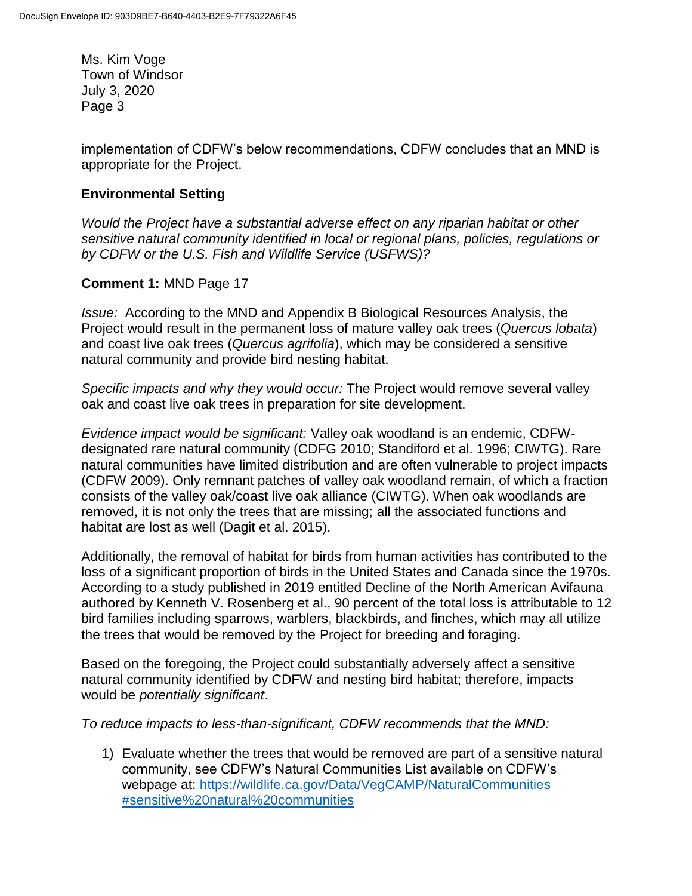implementation of CDFW's below recommendations, CDFW concludes that an MND is appropriate for the Project.

## Environmental Setting

*Would the Project have a substantial adverse effect on any riparian habitat or other sensitive natural community identified in local or regional plans, policies, regulations or by CDFW or the U.S. Fish and Wildlife Service (USFWS)?*

**Comment 1:** MND Page 17

*Issue:* According to the MND and Appendix B Biological Resources Analysis, the Project would result in the permanent loss of mature valley oak trees (*Quercus lobata*) and coast live oak trees (*Quercus agrifolia*), which may be considered a sensitive natural community and provide bird nesting habitat.

*Specific impacts and why they would occur:* The Project would remove several valley oak and coast live oak trees in preparation for site development.

*Evidence impact would be significant:* Valley oak woodland is an endemic, CDFW-designated rare natural community (CDFG 2010; Standiford et al. 1996; CIWTG). Rare natural communities have limited distribution and are often vulnerable to project impacts (CDFW 2009). Only remnant patches of valley oak woodland remain, of which a fraction consists of the valley oak/coast live oak alliance (CIWTG). When oak woodlands are removed, it is not only the trees that are missing; all the associated functions and habitat are lost as well (Dagit et al. 2015).

Additionally, the removal of habitat for birds from human activities has contributed to the loss of a significant proportion of birds in the United States and Canada since the 1970s. According to a study published in 2019 entitled Decline of the North American Avifauna authored by Kenneth V. Rosenberg et al., 90 percent of the total loss is attributable to 12 bird families including sparrows, warblers, blackbirds, and finches, which may all utilize the trees that would be removed by the Project for breeding and foraging.

Based on the foregoing, the Project could substantially adversely affect a sensitive natural community identified by CDFW and nesting bird habitat; therefore, impacts would be *potentially significant*.

*To reduce impacts to less-than-significant, CDFW recommends that the MND:*

1) Evaluate whether the trees that would be removed are part of a sensitive natural community, see CDFW's Natural Communities List available on CDFW's webpage at: https://wildlife.ca.gov/Data/VegCAMP/NaturalCommunities#sensitive%20natural%20communities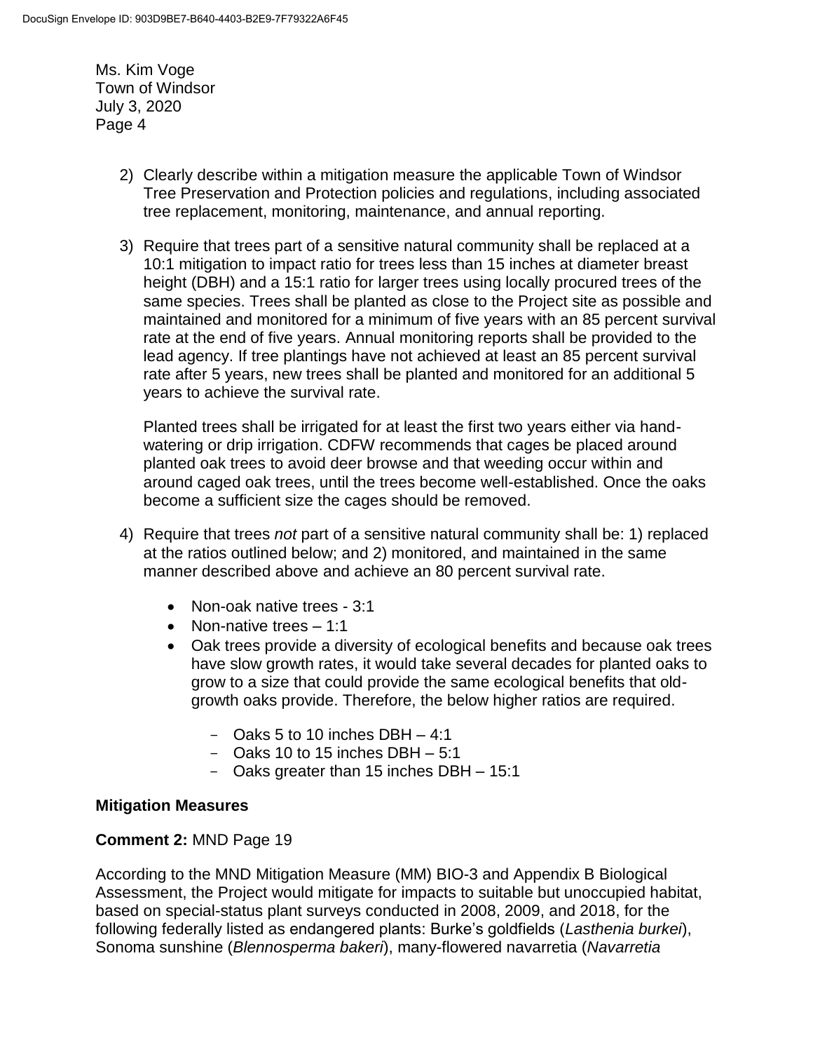2) Clearly describe within a mitigation measure the applicable Town of Windsor Tree Preservation and Protection policies and regulations, including associated tree replacement, monitoring, maintenance, and annual reporting.

3) Require that trees part of a sensitive natural community shall be replaced at a 10:1 mitigation to impact ratio for trees less than 15 inches at diameter breast height (DBH) and a 15:1 ratio for larger trees using locally procured trees of the same species. Trees shall be planted as close to the Project site as possible and maintained and monitored for a minimum of five years with an 85 percent survival rate at the end of five years. Annual monitoring reports shall be provided to the lead agency. If tree plantings have not achieved at least an 85 percent survival rate after 5 years, new trees shall be planted and monitored for an additional 5 years to achieve the survival rate.

   Planted trees shall be irrigated for at least the first two years either via hand-watering or drip irrigation. CDFW recommends that cages be placed around planted oak trees to avoid deer browse and that weeding occur within and around caged oak trees, until the trees become well-established. Once the oaks become a sufficient size the cages should be removed.

4) Require that trees *not* part of a sensitive natural community shall be: 1) replaced at the ratios outlined below; and 2) monitored, and maintained in the same manner described above and achieve an 80 percent survival rate.

   - Non-oak native trees - 3:1
   - Non-native trees – 1:1
   - Oak trees provide a diversity of ecological benefits and because oak trees have slow growth rates, it would take several decades for planted oaks to grow to a size that could provide the same ecological benefits that old-growth oaks provide. Therefore, the below higher ratios are required.
     - Oaks 5 to 10 inches DBH – 4:1
     - Oaks 10 to 15 inches DBH – 5:1
     - Oaks greater than 15 inches DBH – 15:1

**Mitigation Measures**

**Comment 2:** MND Page 19

According to the MND Mitigation Measure (MM) BIO-3 and Appendix B Biological Assessment, the Project would mitigate for impacts to suitable but unoccupied habitat, based on special-status plant surveys conducted in 2008, 2009, and 2018, for the following federally listed as endangered plants: Burke's goldfields (*Lasthenia burkei*), Sonoma sunshine (*Blennosperma bakeri*), many-flowered navarretia (*Navarretia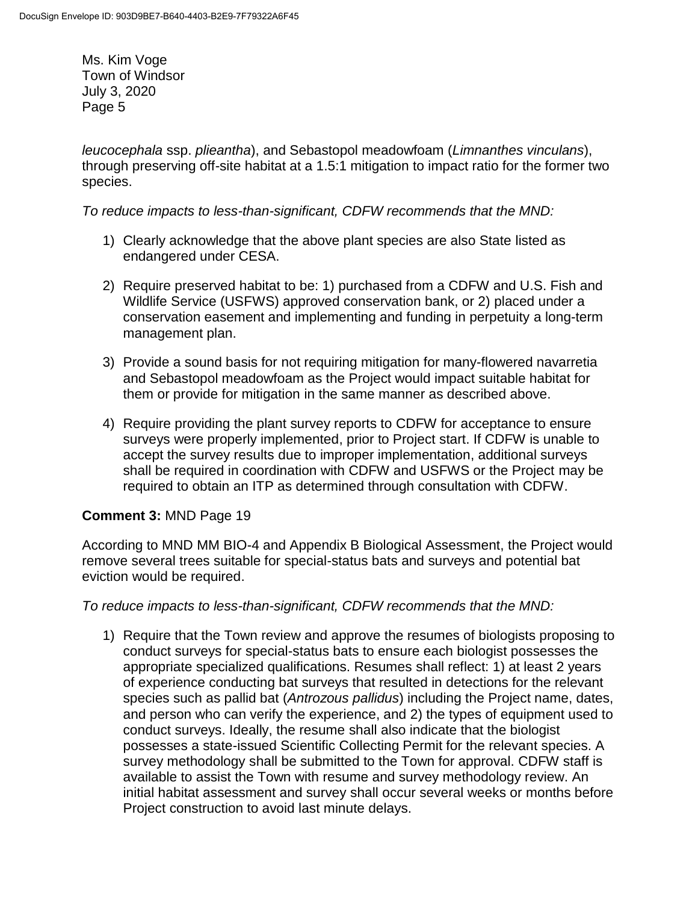*leucocephala* ssp. *plieantha*), and Sebastopol meadowfoam (*Limnanthes vinculans*), through preserving off-site habitat at a 1.5:1 mitigation to impact ratio for the former two species.

*To reduce impacts to less-than-significant, CDFW recommends that the MND:*

1) Clearly acknowledge that the above plant species are also State listed as endangered under CESA.
2) Require preserved habitat to be: 1) purchased from a CDFW and U.S. Fish and Wildlife Service (USFWS) approved conservation bank, or 2) placed under a conservation easement and implementing and funding in perpetuity a long-term management plan.
3) Provide a sound basis for not requiring mitigation for many-flowered navarretia and Sebastopol meadowfoam as the Project would impact suitable habitat for them or provide for mitigation in the same manner as described above.
4) Require providing the plant survey reports to CDFW for acceptance to ensure surveys were properly implemented, prior to Project start. If CDFW is unable to accept the survey results due to improper implementation, additional surveys shall be required in coordination with CDFW and USFWS or the Project may be required to obtain an ITP as determined through consultation with CDFW.

**Comment 3:** MND Page 19

According to MND MM BIO-4 and Appendix B Biological Assessment, the Project would remove several trees suitable for special-status bats and surveys and potential bat eviction would be required.

*To reduce impacts to less-than-significant, CDFW recommends that the MND:*

1) Require that the Town review and approve the resumes of biologists proposing to conduct surveys for special-status bats to ensure each biologist possesses the appropriate specialized qualifications. Resumes shall reflect: 1) at least 2 years of experience conducting bat surveys that resulted in detections for the relevant species such as pallid bat (*Antrozous pallidus*) including the Project name, dates, and person who can verify the experience, and 2) the types of equipment used to conduct surveys. Ideally, the resume shall also indicate that the biologist possesses a state-issued Scientific Collecting Permit for the relevant species. A survey methodology shall be submitted to the Town for approval. CDFW staff is available to assist the Town with resume and survey methodology review. An initial habitat assessment and survey shall occur several weeks or months before Project construction to avoid last minute delays.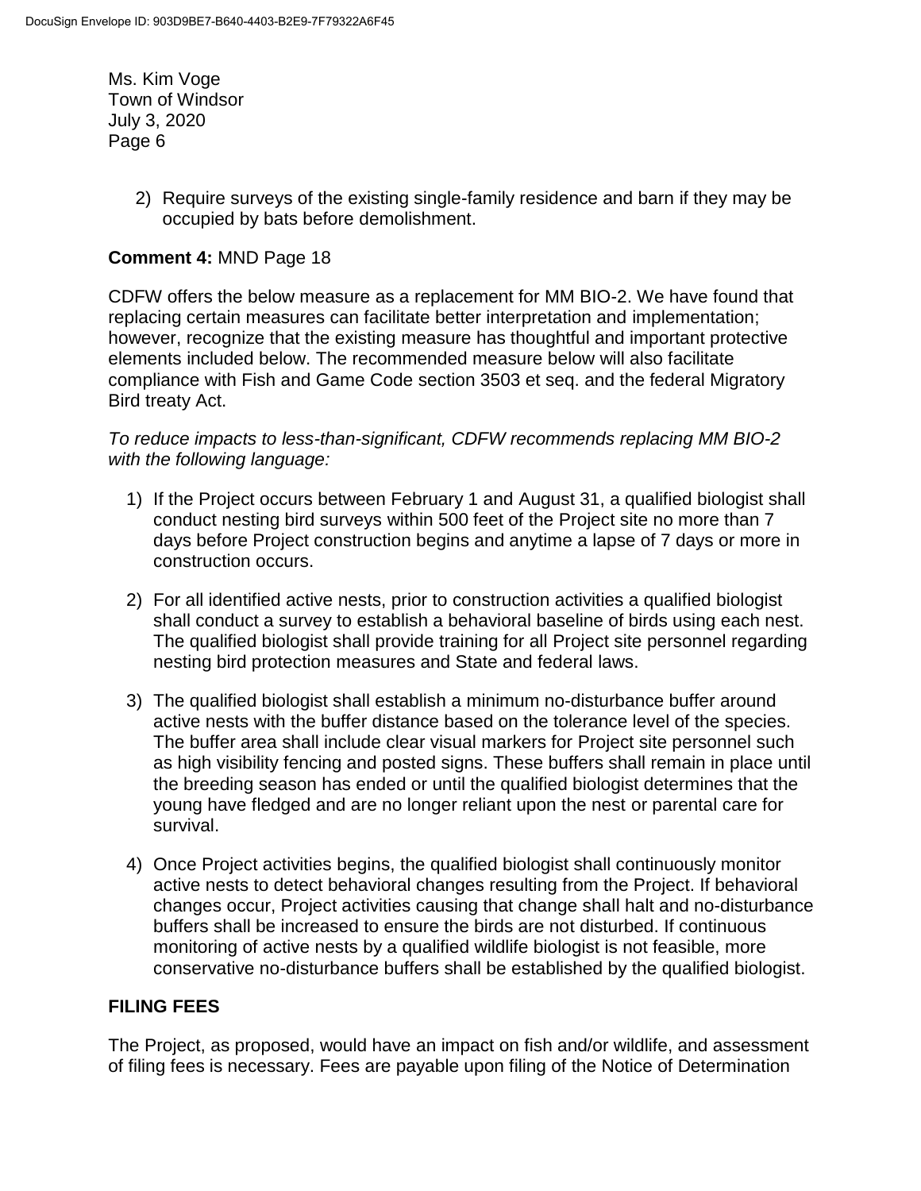2) Require surveys of the existing single-family residence and barn if they may be occupied by bats before demolishment.

**Comment 4:** MND Page 18

CDFW offers the below measure as a replacement for MM BIO-2. We have found that replacing certain measures can facilitate better interpretation and implementation; however, recognize that the existing measure has thoughtful and important protective elements included below. The recommended measure below will also facilitate compliance with Fish and Game Code section 3503 et seq. and the federal Migratory Bird treaty Act.

*To reduce impacts to less-than-significant, CDFW recommends replacing MM BIO-2 with the following language:*

1) If the Project occurs between February 1 and August 31, a qualified biologist shall conduct nesting bird surveys within 500 feet of the Project site no more than 7 days before Project construction begins and anytime a lapse of 7 days or more in construction occurs.

2) For all identified active nests, prior to construction activities a qualified biologist shall conduct a survey to establish a behavioral baseline of birds using each nest. The qualified biologist shall provide training for all Project site personnel regarding nesting bird protection measures and State and federal laws.

3) The qualified biologist shall establish a minimum no-disturbance buffer around active nests with the buffer distance based on the tolerance level of the species. The buffer area shall include clear visual markers for Project site personnel such as high visibility fencing and posted signs. These buffers shall remain in place until the breeding season has ended or until the qualified biologist determines that the young have fledged and are no longer reliant upon the nest or parental care for survival.

4) Once Project activities begins, the qualified biologist shall continuously monitor active nests to detect behavioral changes resulting from the Project. If behavioral changes occur, Project activities causing that change shall halt and no-disturbance buffers shall be increased to ensure the birds are not disturbed. If continuous monitoring of active nests by a qualified wildlife biologist is not feasible, more conservative no-disturbance buffers shall be established by the qualified biologist.

## FILING FEES

The Project, as proposed, would have an impact on fish and/or wildlife, and assessment of filing fees is necessary. Fees are payable upon filing of the Notice of Determination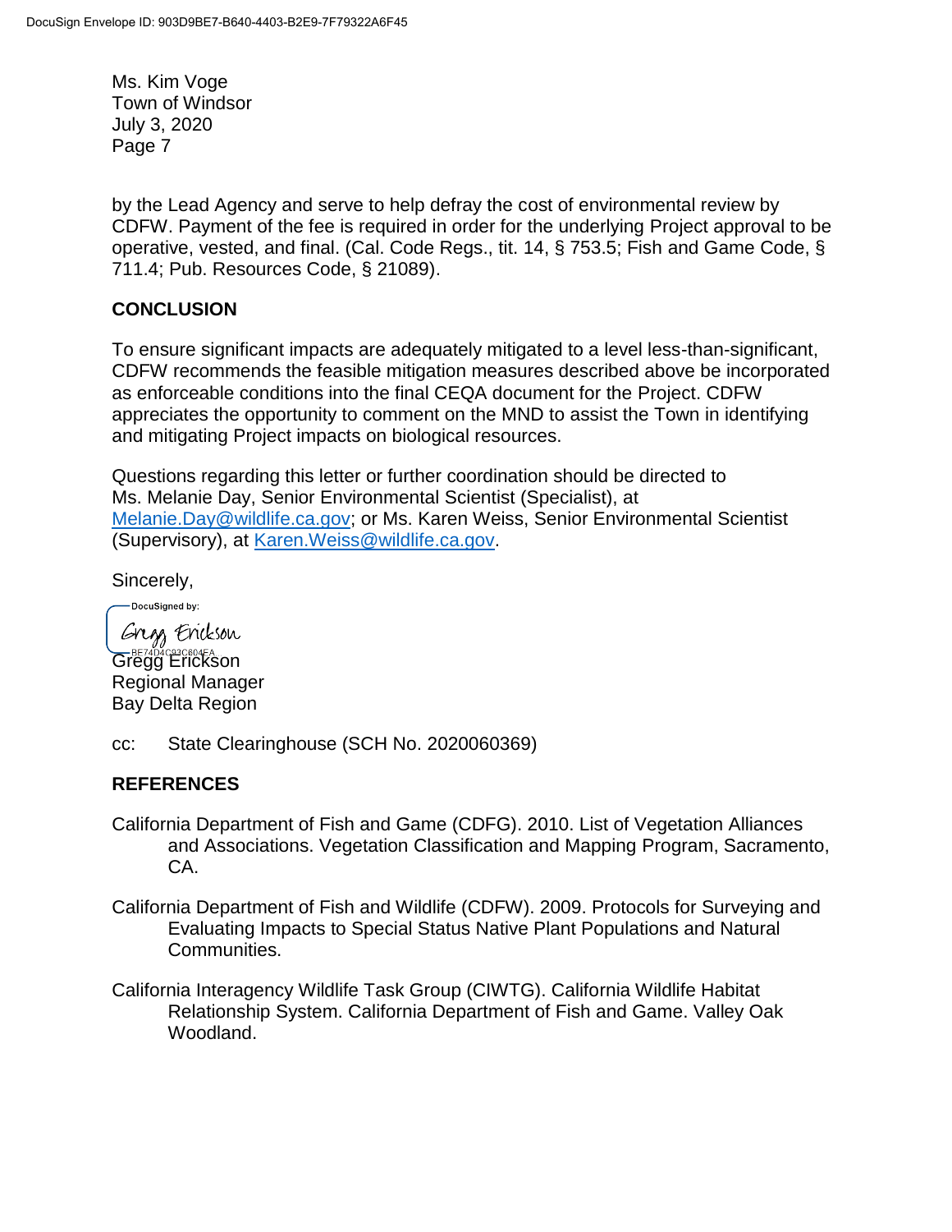by the Lead Agency and serve to help defray the cost of environmental review by CDFW. Payment of the fee is required in order for the underlying Project approval to be operative, vested, and final. (Cal. Code Regs., tit. 14, § 753.5; Fish and Game Code, § 711.4; Pub. Resources Code, § 21089).

## CONCLUSION

To ensure significant impacts are adequately mitigated to a level less-than-significant, CDFW recommends the feasible mitigation measures described above be incorporated as enforceable conditions into the final CEQA document for the Project. CDFW appreciates the opportunity to comment on the MND to assist the Town in identifying and mitigating Project impacts on biological resources.

Questions regarding this letter or further coordination should be directed to Ms. Melanie Day, Senior Environmental Scientist (Specialist), at Melanie.Day@wildlife.ca.gov; or Ms. Karen Weiss, Senior Environmental Scientist (Supervisory), at Karen.Weiss@wildlife.ca.gov.

Sincerely,

DocuSigned by:
Gregg Erickson
BE74D4C93C604FA...

Gregg Erickson
Regional Manager
Bay Delta Region

cc: State Clearinghouse (SCH No. 2020060369)

## REFERENCES

California Department of Fish and Game (CDFG). 2010. List of Vegetation Alliances and Associations. Vegetation Classification and Mapping Program, Sacramento, CA.

California Department of Fish and Wildlife (CDFW). 2009. Protocols for Surveying and Evaluating Impacts to Special Status Native Plant Populations and Natural Communities.

California Interagency Wildlife Task Group (CIWTG). California Wildlife Habitat Relationship System. California Department of Fish and Game. Valley Oak Woodland.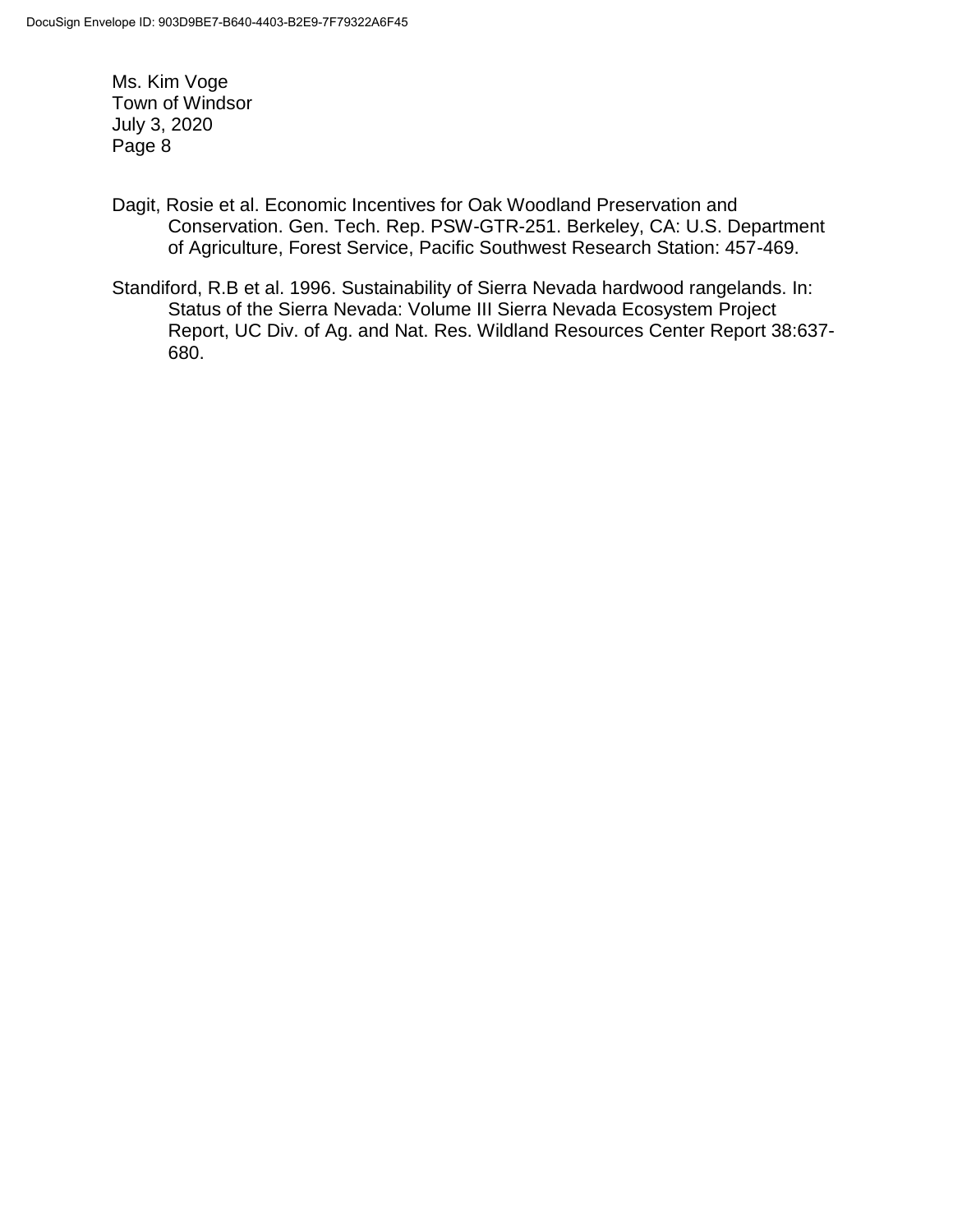Dagit, Rosie et al. Economic Incentives for Oak Woodland Preservation and Conservation. Gen. Tech. Rep. PSW-GTR-251. Berkeley, CA: U.S. Department of Agriculture, Forest Service, Pacific Southwest Research Station: 457-469.

Standiford, R.B et al. 1996. Sustainability of Sierra Nevada hardwood rangelands. In: Status of the Sierra Nevada: Volume III Sierra Nevada Ecosystem Project Report, UC Div. of Ag. and Nat. Res. Wildland Resources Center Report 38:637-680.